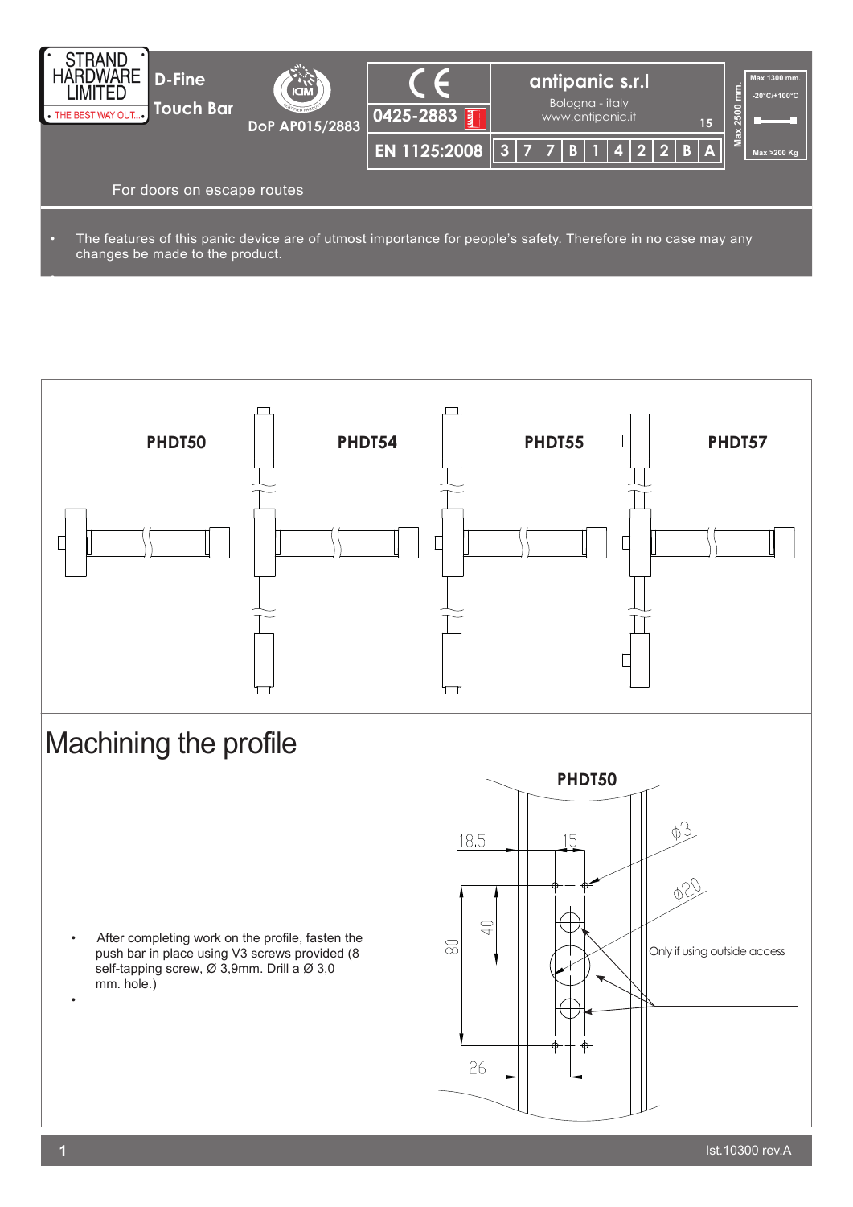STRAND HARDWARE LIMITED
THE BEST WAY OUT...

**D-Fine Touch Bar**

**DoP AP015/2883**

| CE | **antipanic s.r.l** | Max 2500 mm. | Max 1300 mm. -20°C/+100°C Max >200 Kg |
|---|---|---|---|
| **0425-2883** | Bologna - italy www.antipanic.it **15** | | |
| **EN 1125:2008** | 3 7 7 B 1 4 2 2 B A | | |

For doors on escape routes

- The features of this panic device are of utmost importance for people's safety. Therefore in no case may any changes be made to the product.

**PHDT50** **PHDT54** **PHDT55** **PHDT57**

# Machining the profile

**PHDT50**

18.5 15 Ø3 Ø20 40 80 26

Only if using outside access

- After completing work on the profile, fasten the push bar in place using V3 screws provided (8 self-tapping screw, Ø 3,9mm. Drill a Ø 3,0 mm. hole.)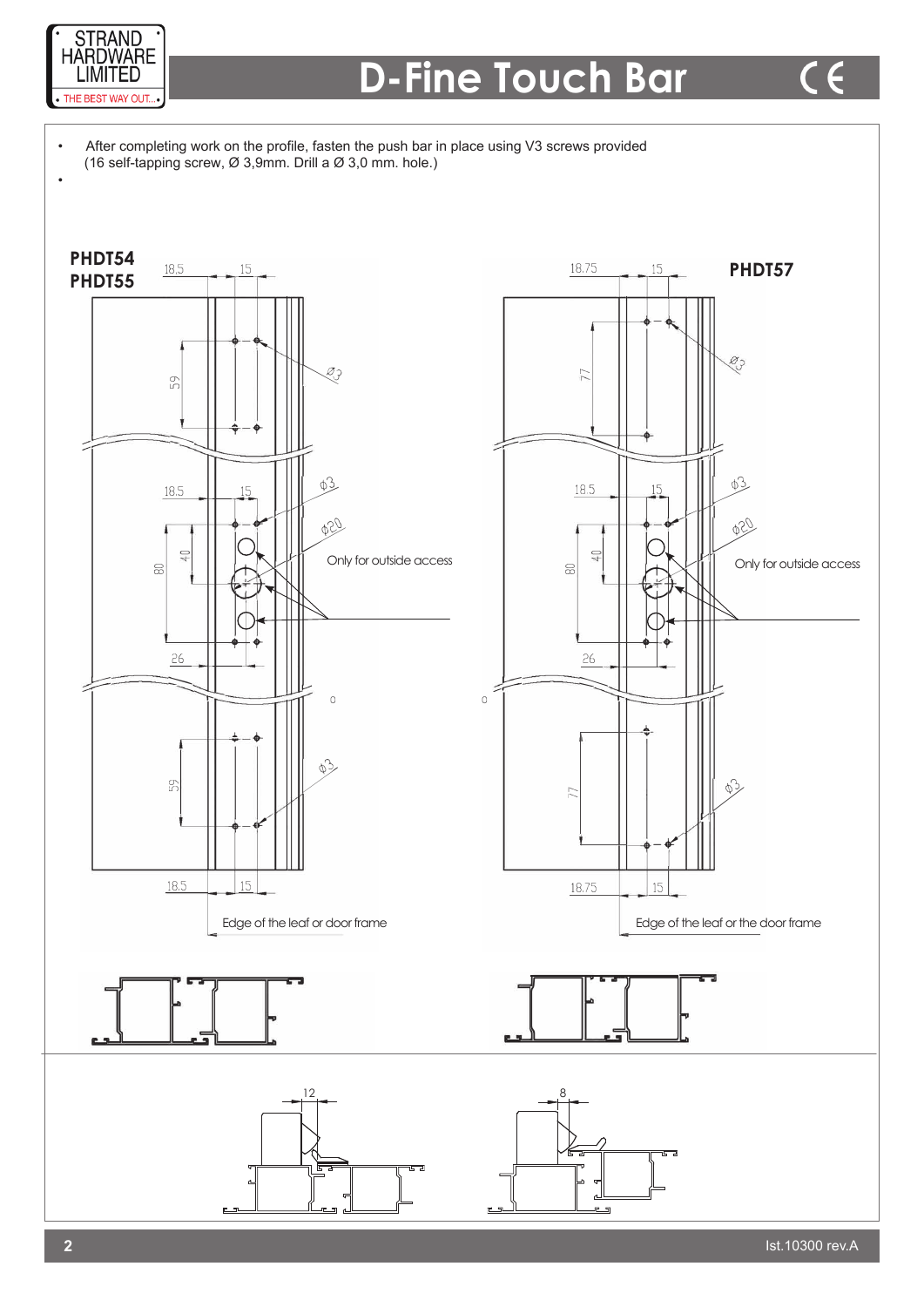# D-Fine Touch Bar

- After completing work on the profile, fasten the push bar in place using V3 screws provided (16 self-tapping screw, Ø 3,9mm. Drill a Ø 3,0 mm. hole.)
-

**PHDT54**
**PHDT55**

18,5 15

Ø3

59

18.5 15

Ø3

Ø20

Only for outside access

80 40

26

Ø3

59

18.5 15

Edge of the leaf or door frame

18.75 15

**PHDT57**

Ø3

77

18.5 15

Ø3

Ø20

Only for outside access

80 40

26

77

Ø3

18.75 15

Edge of the leaf or the door frame

12

8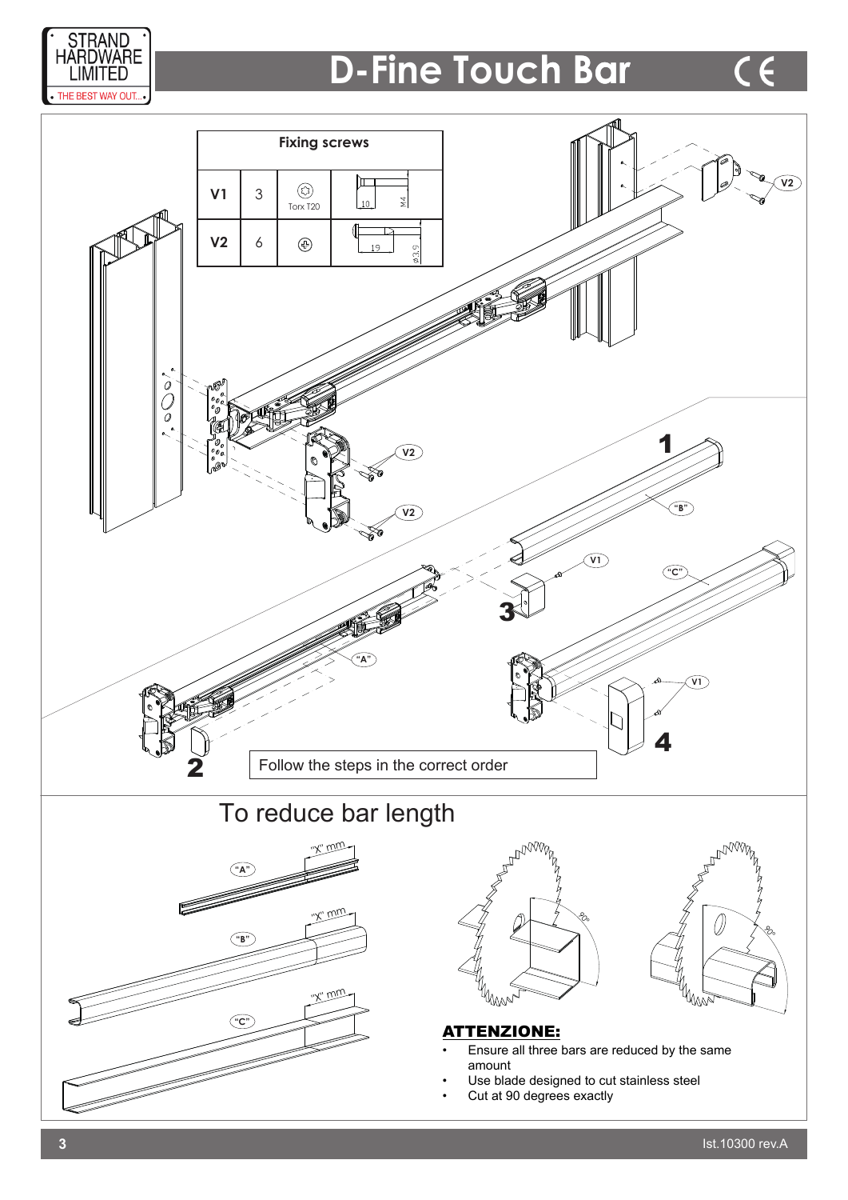# D-Fine Touch Bar

**Fixing screws**

| | | | |
|---|---|---|---|
| **V1** | 3 | Torx T20 | 10 / M4 |
| **V2** | 6 | ⊕ | 19 / ø3,9 |

Follow the steps in the correct order

## To reduce bar length

"A" "X" mm

"B" "X" mm

"C" "X" mm

90°

**ATTENZIONE:**

- Ensure all three bars are reduced by the same amount
- Use blade designed to cut stainless steel
- Cut at 90 degrees exactly

Ist.10300 rev.A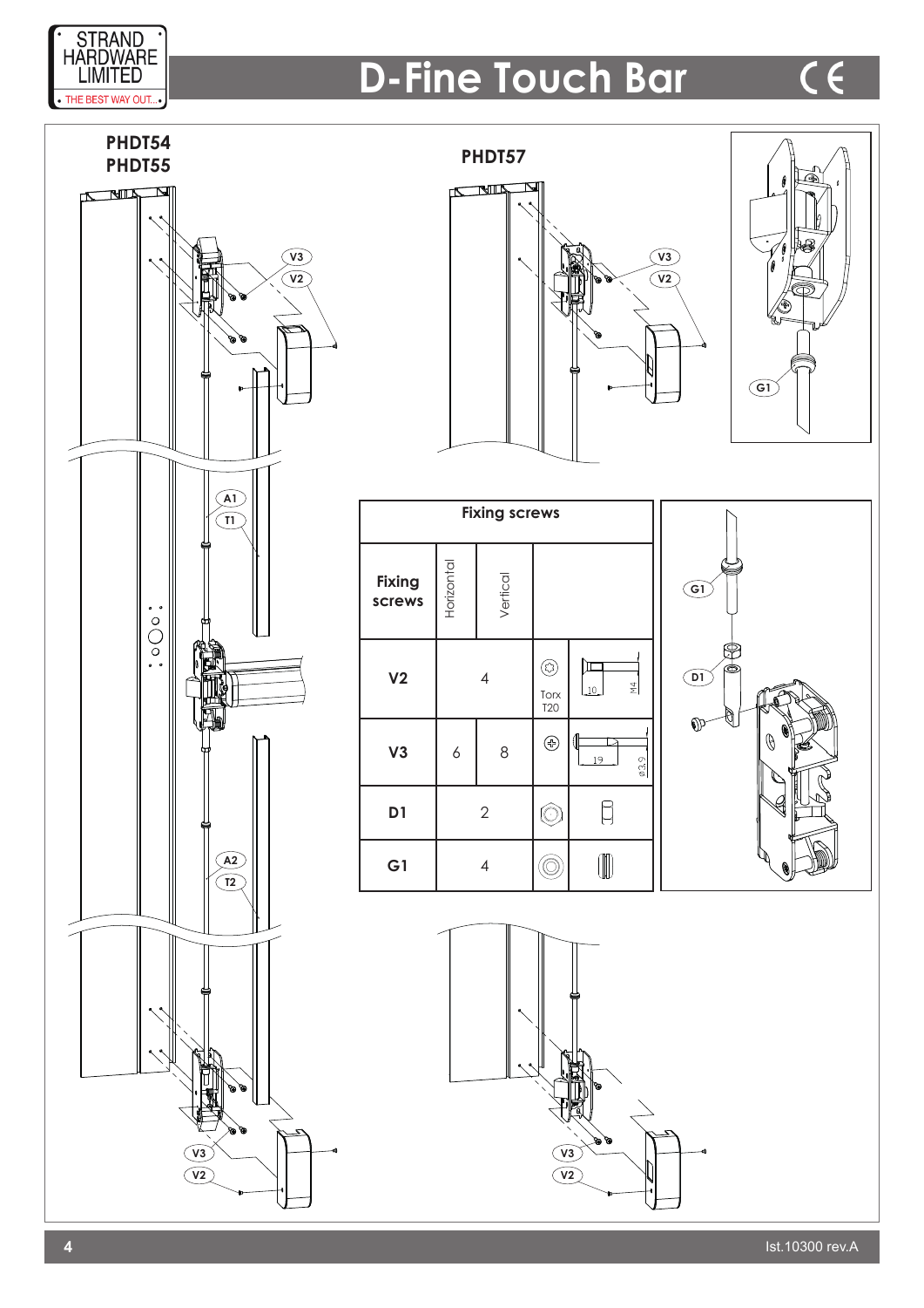# D-Fine Touch Bar

**PHDT54**
**PHDT55**

**PHDT57**

| Fixing screws | | | | |
|---|---|---|---|---|
| **Fixing screws** | Horizontal | Vertical | | |
| **V2** | 4 | | Torx T20 | 10 M4 |
| **V3** | 6 | 8 | | 19 ø3,9 |
| **D1** | 2 | | | |
| **G1** | 4 | | | |

Ist.10300 rev.A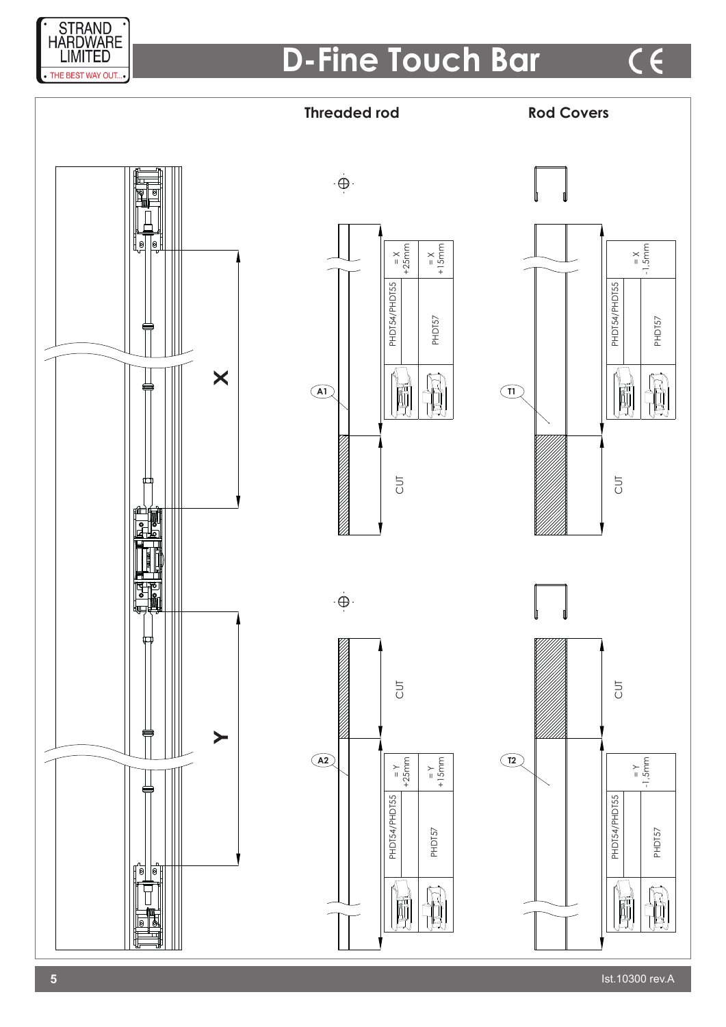# D-Fine Touch Bar

## Threaded rod

X

Y

A1

| PHDT54/PHDT55 | PHDT57 |
| --- | --- |
| = X +25mm | = X +15mm |

CUT

A2

CUT

| PHDT54/PHDT55 | PHDT57 |
| --- | --- |
| = Y +25mm | = Y +15mm |

## Rod Covers

T1

| PHDT54/PHDT55 | PHDT57 |
| --- | --- |
| = X -1,5mm | |

CUT

T2

CUT

| PHDT54/PHDT55 | PHDT57 |
| --- | --- |
| = Y -1,5mm | |

Ist.10300 rev.A